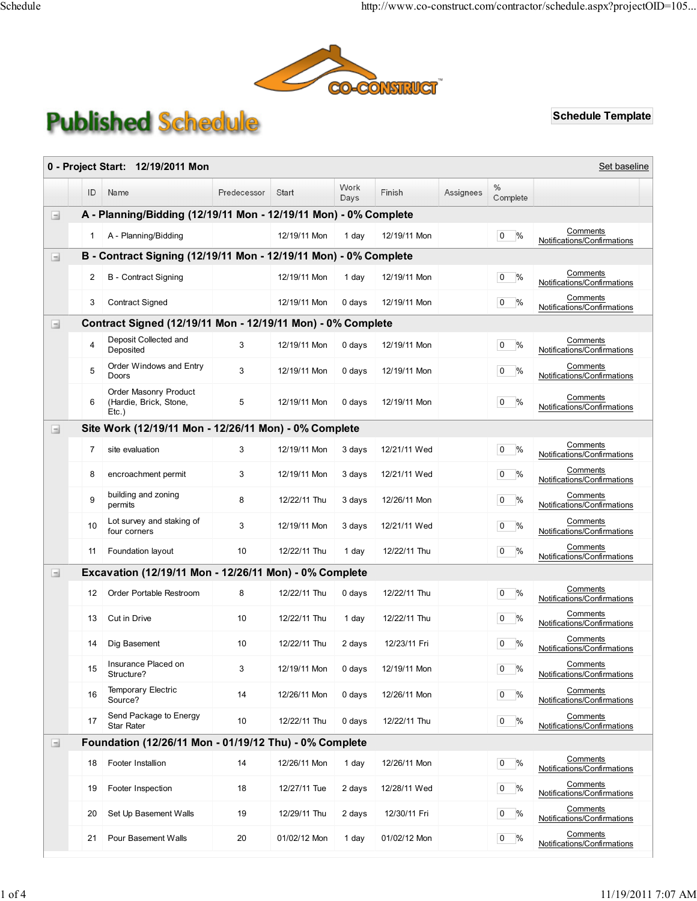# Published Schedule

**Schedule Template**

**0 - Project Start: 12/19/2011 Mon** — Set baseline

| ID | Name | Predecessor | Start | Work Days | Finish | Assignees | % Complete | |
|---|---|---|---|---|---|---|---|---|
| **A - Planning/Bidding (12/19/11 Mon - 12/19/11 Mon) - 0% Complete** | | | | | | | | |
| 1 | A - Planning/Bidding | | 12/19/11 Mon | 1 day | 12/19/11 Mon | | 0 % | Comments Notifications/Confirmations |
| **B - Contract Signing (12/19/11 Mon - 12/19/11 Mon) - 0% Complete** | | | | | | | | |
| 2 | B - Contract Signing | | 12/19/11 Mon | 1 day | 12/19/11 Mon | | 0 % | Comments Notifications/Confirmations |
| 3 | Contract Signed | | 12/19/11 Mon | 0 days | 12/19/11 Mon | | 0 % | Comments Notifications/Confirmations |
| **Contract Signed (12/19/11 Mon - 12/19/11 Mon) - 0% Complete** | | | | | | | | |
| 4 | Deposit Collected and Deposited | 3 | 12/19/11 Mon | 0 days | 12/19/11 Mon | | 0 % | Comments Notifications/Confirmations |
| 5 | Order Windows and Entry Doors | 3 | 12/19/11 Mon | 0 days | 12/19/11 Mon | | 0 % | Comments Notifications/Confirmations |
| 6 | Order Masonry Product (Hardie, Brick, Stone, Etc.) | 5 | 12/19/11 Mon | 0 days | 12/19/11 Mon | | 0 % | Comments Notifications/Confirmations |
| **Site Work (12/19/11 Mon - 12/26/11 Mon) - 0% Complete** | | | | | | | | |
| 7 | site evaluation | 3 | 12/19/11 Mon | 3 days | 12/21/11 Wed | | 0 % | Comments Notifications/Confirmations |
| 8 | encroachment permit | 3 | 12/19/11 Mon | 3 days | 12/21/11 Wed | | 0 % | Comments Notifications/Confirmations |
| 9 | building and zoning permits | 8 | 12/22/11 Thu | 3 days | 12/26/11 Mon | | 0 % | Comments Notifications/Confirmations |
| 10 | Lot survey and staking of four corners | 3 | 12/19/11 Mon | 3 days | 12/21/11 Wed | | 0 % | Comments Notifications/Confirmations |
| 11 | Foundation layout | 10 | 12/22/11 Thu | 1 day | 12/22/11 Thu | | 0 % | Comments Notifications/Confirmations |
| **Excavation (12/19/11 Mon - 12/26/11 Mon) - 0% Complete** | | | | | | | | |
| 12 | Order Portable Restroom | 8 | 12/22/11 Thu | 0 days | 12/22/11 Thu | | 0 % | Comments Notifications/Confirmations |
| 13 | Cut in Drive | 10 | 12/22/11 Thu | 1 day | 12/22/11 Thu | | 0 % | Comments Notifications/Confirmations |
| 14 | Dig Basement | 10 | 12/22/11 Thu | 2 days | 12/23/11 Fri | | 0 % | Comments Notifications/Confirmations |
| 15 | Insurance Placed on Structure? | 3 | 12/19/11 Mon | 0 days | 12/19/11 Mon | | 0 % | Comments Notifications/Confirmations |
| 16 | Temporary Electric Source? | 14 | 12/26/11 Mon | 0 days | 12/26/11 Mon | | 0 % | Comments Notifications/Confirmations |
| 17 | Send Package to Energy Star Rater | 10 | 12/22/11 Thu | 0 days | 12/22/11 Thu | | 0 % | Comments Notifications/Confirmations |
| **Foundation (12/26/11 Mon - 01/19/12 Thu) - 0% Complete** | | | | | | | | |
| 18 | Footer Installion | 14 | 12/26/11 Mon | 1 day | 12/26/11 Mon | | 0 % | Comments Notifications/Confirmations |
| 19 | Footer Inspection | 18 | 12/27/11 Tue | 2 days | 12/28/11 Wed | | 0 % | Comments Notifications/Confirmations |
| 20 | Set Up Basement Walls | 19 | 12/29/11 Thu | 2 days | 12/30/11 Fri | | 0 % | Comments Notifications/Confirmations |
| 21 | Pour Basement Walls | 20 | 01/02/12 Mon | 1 day | 01/02/12 Mon | | 0 % | Comments Notifications/Confirmations |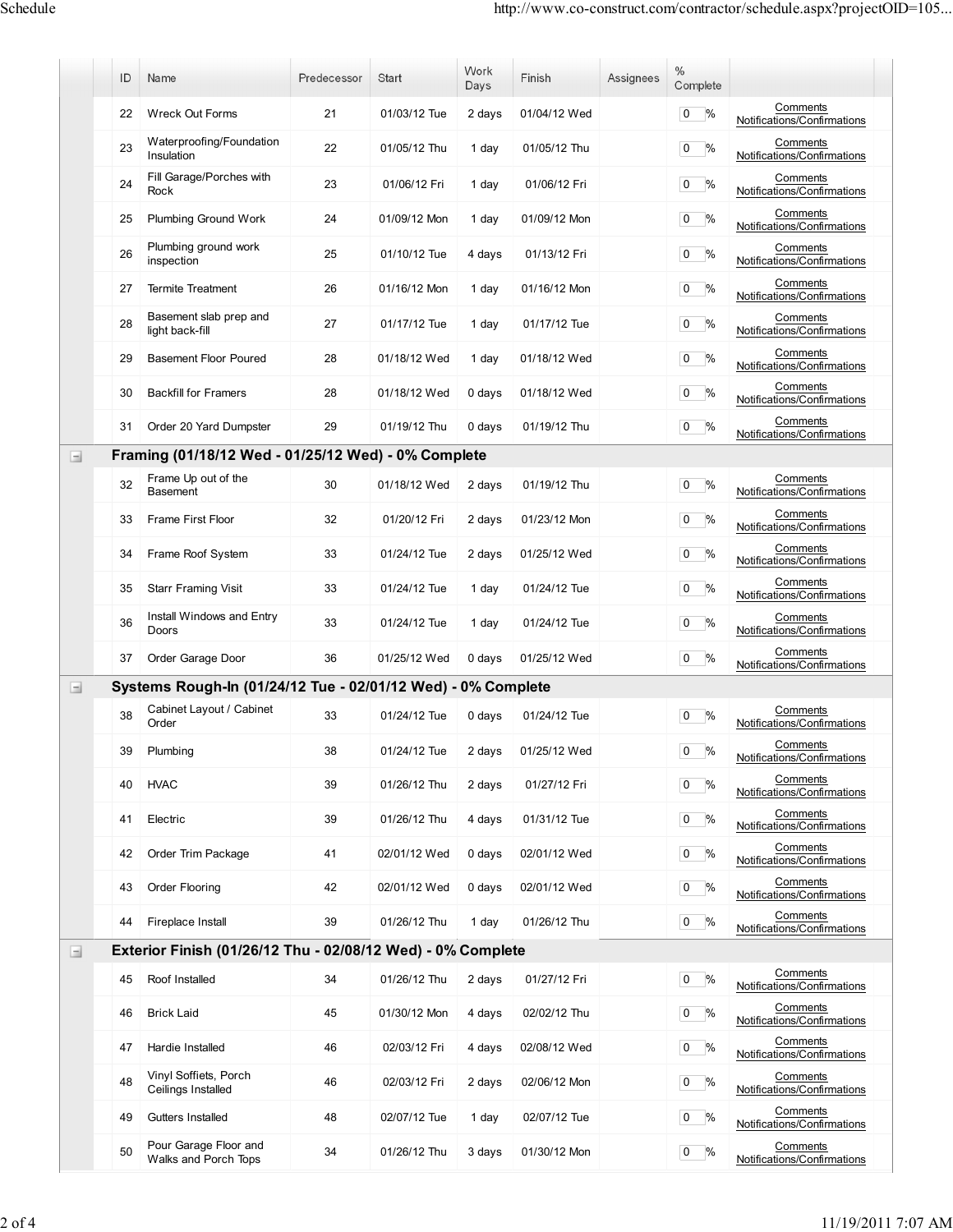| ID | Name | Predecessor | Start | Work Days | Finish | Assignees | % Complete | |
|---|---|---|---|---|---|---|---|---|
| 22 | Wreck Out Forms | 21 | 01/03/12 Tue | 2 days | 01/04/12 Wed | | 0 % | Comments Notifications/Confirmations |
| 23 | Waterproofing/Foundation Insulation | 22 | 01/05/12 Thu | 1 day | 01/05/12 Thu | | 0 % | Comments Notifications/Confirmations |
| 24 | Fill Garage/Porches with Rock | 23 | 01/06/12 Fri | 1 day | 01/06/12 Fri | | 0 % | Comments Notifications/Confirmations |
| 25 | Plumbing Ground Work | 24 | 01/09/12 Mon | 1 day | 01/09/12 Mon | | 0 % | Comments Notifications/Confirmations |
| 26 | Plumbing ground work inspection | 25 | 01/10/12 Tue | 4 days | 01/13/12 Fri | | 0 % | Comments Notifications/Confirmations |
| 27 | Termite Treatment | 26 | 01/16/12 Mon | 1 day | 01/16/12 Mon | | 0 % | Comments Notifications/Confirmations |
| 28 | Basement slab prep and light back-fill | 27 | 01/17/12 Tue | 1 day | 01/17/12 Tue | | 0 % | Comments Notifications/Confirmations |
| 29 | Basement Floor Poured | 28 | 01/18/12 Wed | 1 day | 01/18/12 Wed | | 0 % | Comments Notifications/Confirmations |
| 30 | Backfill for Framers | 28 | 01/18/12 Wed | 0 days | 01/18/12 Wed | | 0 % | Comments Notifications/Confirmations |
| 31 | Order 20 Yard Dumpster | 29 | 01/19/12 Thu | 0 days | 01/19/12 Thu | | 0 % | Comments Notifications/Confirmations |
| **Framing (01/18/12 Wed - 01/25/12 Wed) - 0% Complete** | | | | | | | | |
| 32 | Frame Up out of the Basement | 30 | 01/18/12 Wed | 2 days | 01/19/12 Thu | | 0 % | Comments Notifications/Confirmations |
| 33 | Frame First Floor | 32 | 01/20/12 Fri | 2 days | 01/23/12 Mon | | 0 % | Comments Notifications/Confirmations |
| 34 | Frame Roof System | 33 | 01/24/12 Tue | 2 days | 01/25/12 Wed | | 0 % | Comments Notifications/Confirmations |
| 35 | Starr Framing Visit | 33 | 01/24/12 Tue | 1 day | 01/24/12 Tue | | 0 % | Comments Notifications/Confirmations |
| 36 | Install Windows and Entry Doors | 33 | 01/24/12 Tue | 1 day | 01/24/12 Tue | | 0 % | Comments Notifications/Confirmations |
| 37 | Order Garage Door | 36 | 01/25/12 Wed | 0 days | 01/25/12 Wed | | 0 % | Comments Notifications/Confirmations |
| **Systems Rough-In (01/24/12 Tue - 02/01/12 Wed) - 0% Complete** | | | | | | | | |
| 38 | Cabinet Layout / Cabinet Order | 33 | 01/24/12 Tue | 0 days | 01/24/12 Tue | | 0 % | Comments Notifications/Confirmations |
| 39 | Plumbing | 38 | 01/24/12 Tue | 2 days | 01/25/12 Wed | | 0 % | Comments Notifications/Confirmations |
| 40 | HVAC | 39 | 01/26/12 Thu | 2 days | 01/27/12 Fri | | 0 % | Comments Notifications/Confirmations |
| 41 | Electric | 39 | 01/26/12 Thu | 4 days | 01/31/12 Tue | | 0 % | Comments Notifications/Confirmations |
| 42 | Order Trim Package | 41 | 02/01/12 Wed | 0 days | 02/01/12 Wed | | 0 % | Comments Notifications/Confirmations |
| 43 | Order Flooring | 42 | 02/01/12 Wed | 0 days | 02/01/12 Wed | | 0 % | Comments Notifications/Confirmations |
| 44 | Fireplace Install | 39 | 01/26/12 Thu | 1 day | 01/26/12 Thu | | 0 % | Comments Notifications/Confirmations |
| **Exterior Finish (01/26/12 Thu - 02/08/12 Wed) - 0% Complete** | | | | | | | | |
| 45 | Roof Installed | 34 | 01/26/12 Thu | 2 days | 01/27/12 Fri | | 0 % | Comments Notifications/Confirmations |
| 46 | Brick Laid | 45 | 01/30/12 Mon | 4 days | 02/02/12 Thu | | 0 % | Comments Notifications/Confirmations |
| 47 | Hardie Installed | 46 | 02/03/12 Fri | 4 days | 02/08/12 Wed | | 0 % | Comments Notifications/Confirmations |
| 48 | Vinyl Soffiets, Porch Ceilings Installed | 46 | 02/03/12 Fri | 2 days | 02/06/12 Mon | | 0 % | Comments Notifications/Confirmations |
| 49 | Gutters Installed | 48 | 02/07/12 Tue | 1 day | 02/07/12 Tue | | 0 % | Comments Notifications/Confirmations |
| 50 | Pour Garage Floor and Walks and Porch Tops | 34 | 01/26/12 Thu | 3 days | 01/30/12 Mon | | 0 % | Comments Notifications/Confirmations |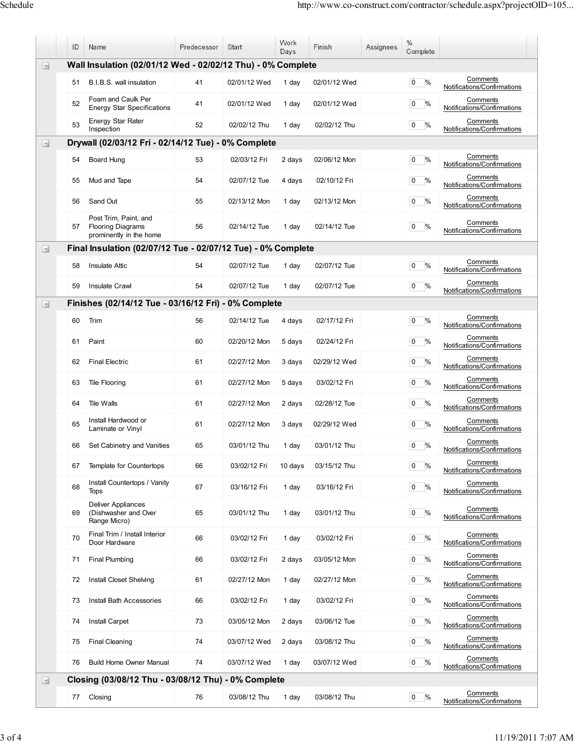| ID | Name | Predecessor | Start | Work Days | Finish | Assignees | % Complete | |
|---|---|---|---|---|---|---|---|---|
| **Wall Insulation (02/01/12 Wed - 02/02/12 Thu) - 0% Complete** | | | | | | | | |
| 51 | B.I.B.S. wall insulation | 41 | 02/01/12 Wed | 1 day | 02/01/12 Wed | | 0 % | Comments Notifications/Confirmations |
| 52 | Foam and Caulk Per Energy Star Specifications | 41 | 02/01/12 Wed | 1 day | 02/01/12 Wed | | 0 % | Comments Notifications/Confirmations |
| 53 | Energy Star Rater Inspection | 52 | 02/02/12 Thu | 1 day | 02/02/12 Thu | | 0 % | Comments Notifications/Confirmations |
| **Drywall (02/03/12 Fri - 02/14/12 Tue) - 0% Complete** | | | | | | | | |
| 54 | Board Hung | 53 | 02/03/12 Fri | 2 days | 02/06/12 Mon | | 0 % | Comments Notifications/Confirmations |
| 55 | Mud and Tape | 54 | 02/07/12 Tue | 4 days | 02/10/12 Fri | | 0 % | Comments Notifications/Confirmations |
| 56 | Sand Out | 55 | 02/13/12 Mon | 1 day | 02/13/12 Mon | | 0 % | Comments Notifications/Confirmations |
| 57 | Post Trim, Paint, and Flooring Diagrams prominently in the home | 56 | 02/14/12 Tue | 1 day | 02/14/12 Tue | | 0 % | Comments Notifications/Confirmations |
| **Final Insulation (02/07/12 Tue - 02/07/12 Tue) - 0% Complete** | | | | | | | | |
| 58 | Insulate Attic | 54 | 02/07/12 Tue | 1 day | 02/07/12 Tue | | 0 % | Comments Notifications/Confirmations |
| 59 | Insulate Crawl | 54 | 02/07/12 Tue | 1 day | 02/07/12 Tue | | 0 % | Comments Notifications/Confirmations |
| **Finishes (02/14/12 Tue - 03/16/12 Fri) - 0% Complete** | | | | | | | | |
| 60 | Trim | 56 | 02/14/12 Tue | 4 days | 02/17/12 Fri | | 0 % | Comments Notifications/Confirmations |
| 61 | Paint | 60 | 02/20/12 Mon | 5 days | 02/24/12 Fri | | 0 % | Comments Notifications/Confirmations |
| 62 | Final Electric | 61 | 02/27/12 Mon | 3 days | 02/29/12 Wed | | 0 % | Comments Notifications/Confirmations |
| 63 | Tile Flooring | 61 | 02/27/12 Mon | 5 days | 03/02/12 Fri | | 0 % | Comments Notifications/Confirmations |
| 64 | Tile Walls | 61 | 02/27/12 Mon | 2 days | 02/28/12 Tue | | 0 % | Comments Notifications/Confirmations |
| 65 | Install Hardwood or Laminate or Vinyl | 61 | 02/27/12 Mon | 3 days | 02/29/12 Wed | | 0 % | Comments Notifications/Confirmations |
| 66 | Set Cabinetry and Vanities | 65 | 03/01/12 Thu | 1 day | 03/01/12 Thu | | 0 % | Comments Notifications/Confirmations |
| 67 | Template for Countertops | 66 | 03/02/12 Fri | 10 days | 03/15/12 Thu | | 0 % | Comments Notifications/Confirmations |
| 68 | Install Countertops / Vanity Tops | 67 | 03/16/12 Fri | 1 day | 03/16/12 Fri | | 0 % | Comments Notifications/Confirmations |
| 69 | Deliver Appliances (Dishwasher and Over Range Micro) | 65 | 03/01/12 Thu | 1 day | 03/01/12 Thu | | 0 % | Comments Notifications/Confirmations |
| 70 | Final Trim / Install Interior Door Hardware | 66 | 03/02/12 Fri | 1 day | 03/02/12 Fri | | 0 % | Comments Notifications/Confirmations |
| 71 | Final Plumbing | 66 | 03/02/12 Fri | 2 days | 03/05/12 Mon | | 0 % | Comments Notifications/Confirmations |
| 72 | Install Closet Shelving | 61 | 02/27/12 Mon | 1 day | 02/27/12 Mon | | 0 % | Comments Notifications/Confirmations |
| 73 | Install Bath Accessories | 66 | 03/02/12 Fri | 1 day | 03/02/12 Fri | | 0 % | Comments Notifications/Confirmations |
| 74 | Install Carpet | 73 | 03/05/12 Mon | 2 days | 03/06/12 Tue | | 0 % | Comments Notifications/Confirmations |
| 75 | Final Cleaning | 74 | 03/07/12 Wed | 2 days | 03/08/12 Thu | | 0 % | Comments Notifications/Confirmations |
| 76 | Build Home Owner Manual | 74 | 03/07/12 Wed | 1 day | 03/07/12 Wed | | 0 % | Comments Notifications/Confirmations |
| **Closing (03/08/12 Thu - 03/08/12 Thu) - 0% Complete** | | | | | | | | |
| 77 | Closing | 76 | 03/08/12 Thu | 1 day | 03/08/12 Thu | | 0 % | Comments Notifications/Confirmations |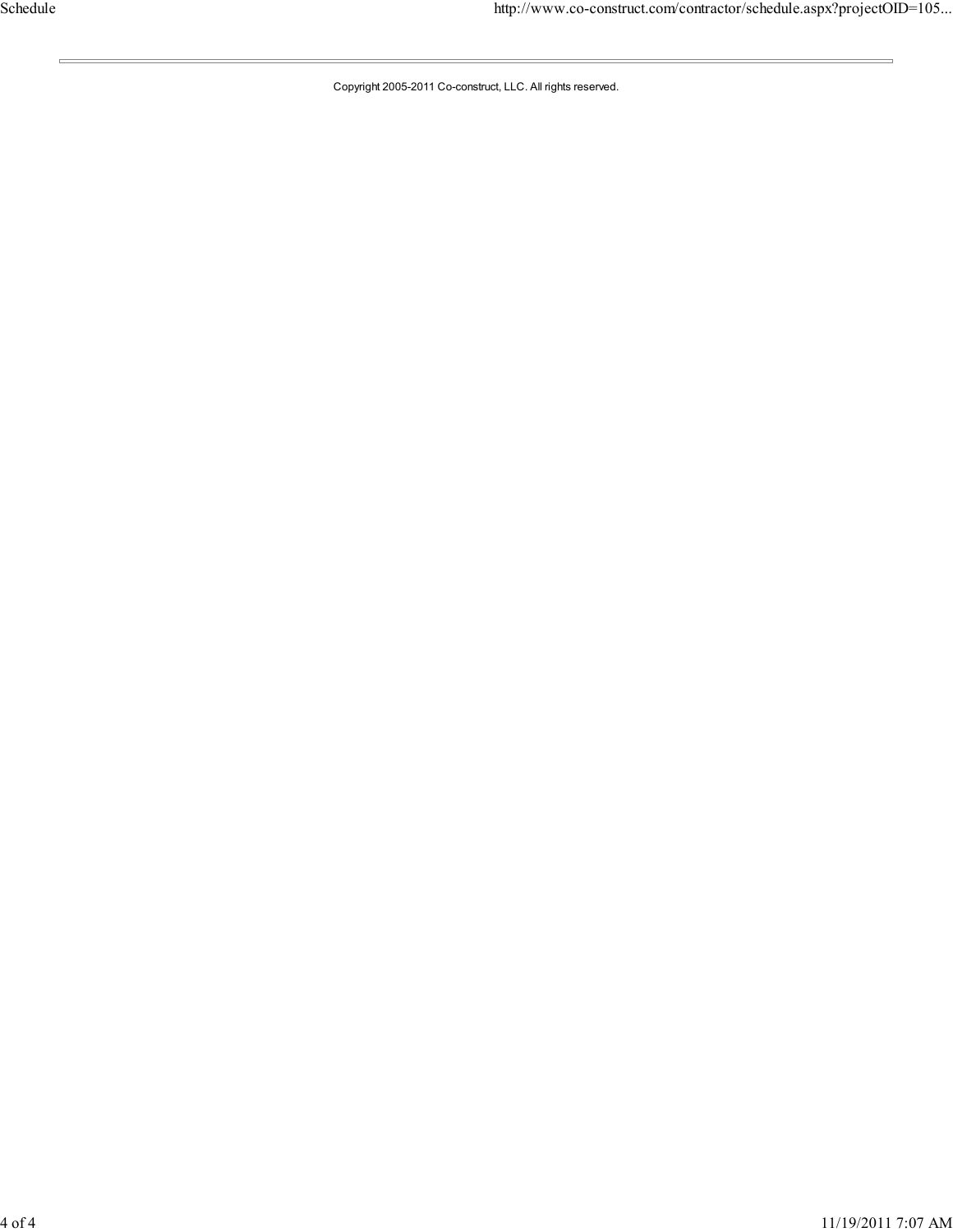---

Copyright 2005-2011 Co-construct, LLC. All rights reserved.